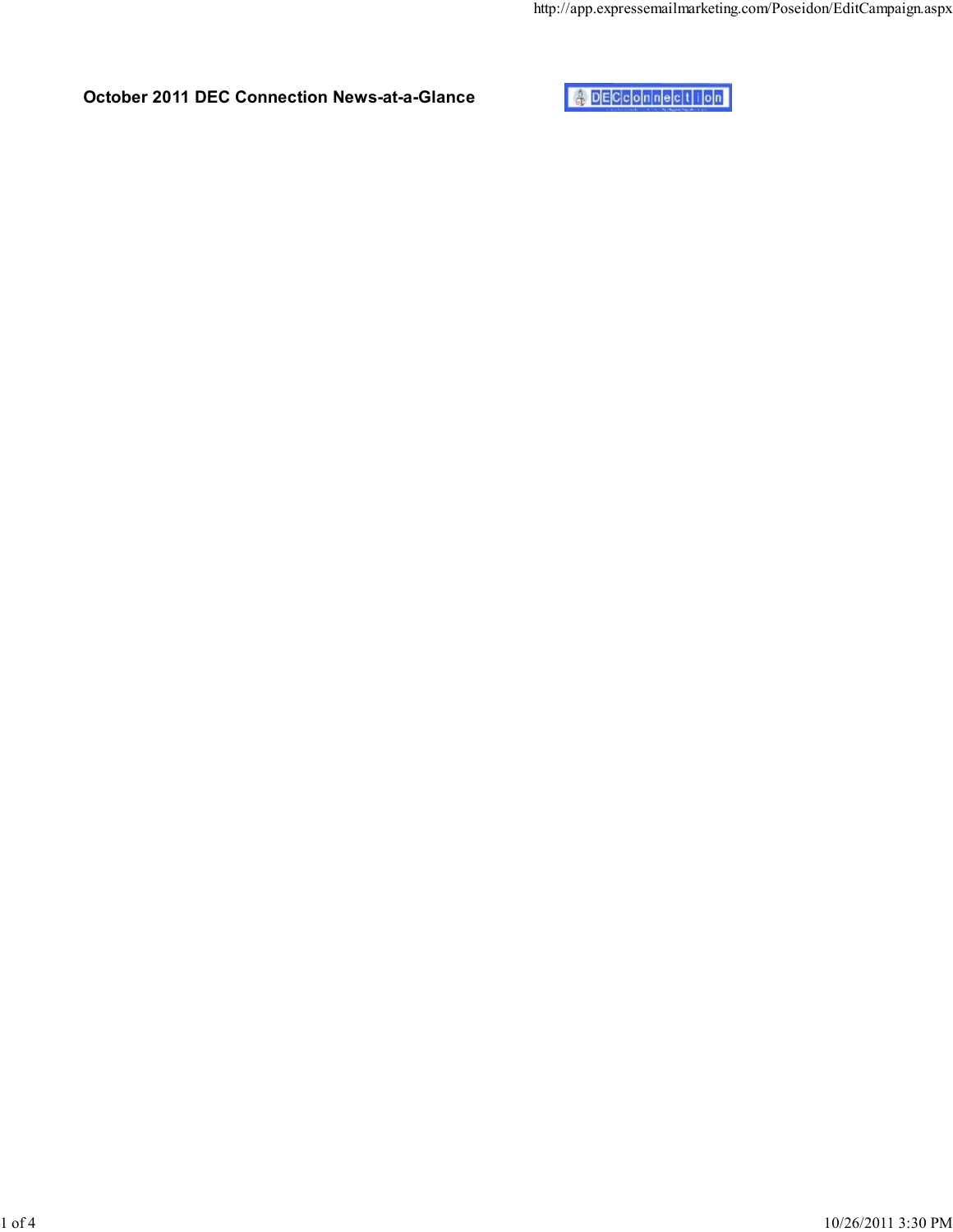**October 2011 DEC Connection News-at-a-Glance**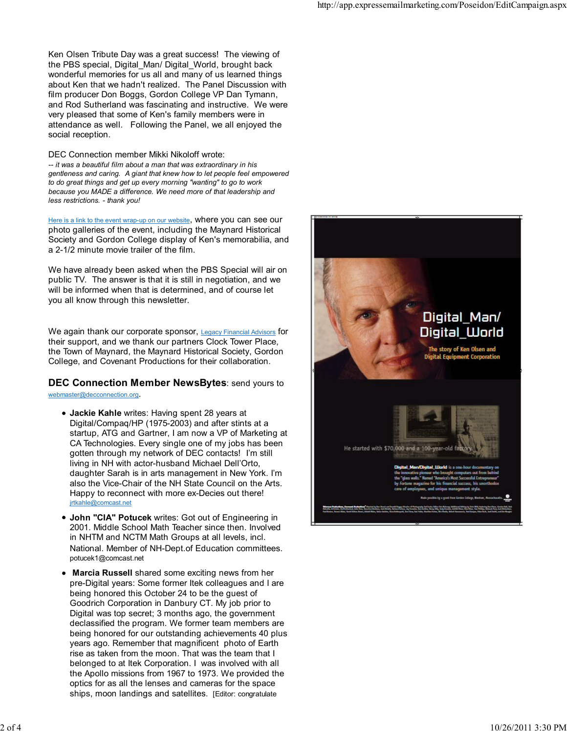Ken Olsen Tribute Day was a great success! The viewing of the PBS special, Digital_Man/ Digital_World, brought back wonderful memories for us all and many of us learned things about Ken that we hadn't realized. The Panel Discussion with film producer Don Boggs, Gordon College VP Dan Tymann, and Rod Sutherland was fascinating and instructive. We were very pleased that some of Ken's family members were in attendance as well. Following the Panel, we all enjoyed the social reception.

DEC Connection member Mikki Nikoloff wrote:

*-- it was a beautiful film about a man that was extraordinary in his gentleness and caring. A giant that knew how to let people feel empowered to do great things and get up every morning "wanting" to go to work because you MADE a difference. We need more of that leadership and less restrictions. - thank you!*

Here is a link to the event wrap-up on our website, where you can see our photo galleries of the event, including the Maynard Historical Society and Gordon College display of Ken's memorabilia, and a 2-1/2 minute movie trailer of the film.

We have already been asked when the PBS Special will air on public TV. The answer is that it is still in negotiation, and we will be informed when that is determined, and of course let you all know through this newsletter.

We again thank our corporate sponsor, Legacy Financial Advisors for their support, and we thank our partners Clock Tower Place, the Town of Maynard, the Maynard Historical Society, Gordon College, and Covenant Productions for their collaboration.

**DEC Connection Member NewsBytes**: send yours to webmaster@decconnection.org.

- **Jackie Kahle** writes: Having spent 28 years at Digital/Compaq/HP (1975-2003) and after stints at a startup, ATG and Gartner, I am now a VP of Marketing at CA Technologies. Every single one of my jobs has been gotten through my network of DEC contacts! I'm still living in NH with actor-husband Michael Dell'Orto, daughter Sarah is in arts management in New York. I'm also the Vice-Chair of the NH State Council on the Arts. Happy to reconnect with more ex-Decies out there! jrtkahle@comcast.net
- **John "CIA" Potucek** writes: Got out of Engineering in 2001. Middle School Math Teacher since then. Involved in NHTM and NCTM Math Groups at all levels, incl. National. Member of NH-Dept.of Education committees. potucek1@comcast.net
- **Marcia Russell** shared some exciting news from her pre-Digital years: Some former Itek colleagues and I are being honored this October 24 to be the guest of Goodrich Corporation in Danbury CT. My job prior to Digital was top secret; 3 months ago, the government declassified the program. We former team members are being honored for our outstanding achievements 40 plus years ago. Remember that magnificent photo of Earth rise as taken from the moon. That was the team that I belonged to at Itek Corporation. I was involved with all the Apollo missions from 1967 to 1973. We provided the optics for as all the lenses and cameras for the space ships, moon landings and satellites. [Editor: congratulate

Digital_Man/ Digital_World

The story of Ken Olsen and Digital Equipment Corporation

He started with $70,000 and a 100-year-old factory.

Digital_Man/Digital_World is a one-hour documentary on the innovative pioneer who brought computers out from behind the "glass walls." Named "America's Most Successful Entrepreneur" by Fortune magazine for his financial success, his unorthodox care of employees, and unique management style.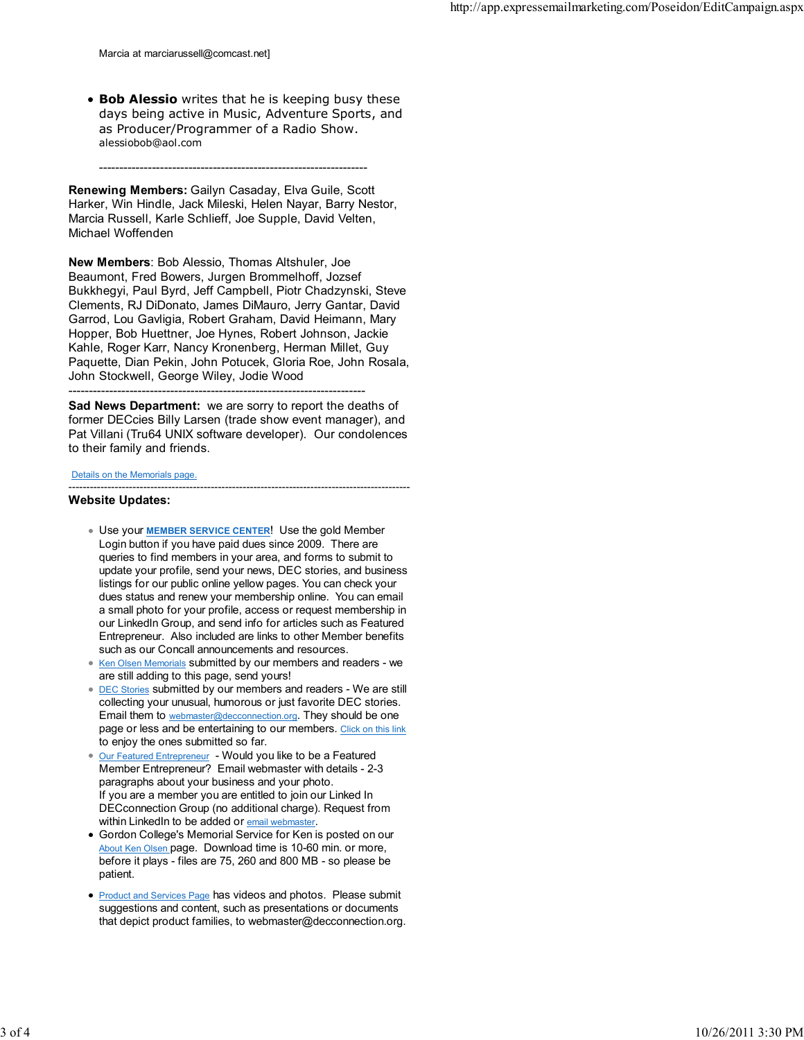Marcia at marciarussell@comcast.net]

- **Bob Alessio** writes that he is keeping busy these days being active in Music, Adventure Sports, and as Producer/Programmer of a Radio Show. alessiobob@aol.com

------------------------------------------------------------------

**Renewing Members:** Gailyn Casaday, Elva Guile, Scott Harker, Win Hindle, Jack Mileski, Helen Nayar, Barry Nestor, Marcia Russell, Karle Schlieff, Joe Supple, David Velten, Michael Woffenden

**New Members**: Bob Alessio, Thomas Altshuler, Joe Beaumont, Fred Bowers, Jurgen Brommelhoff, Jozsef Bukkhegyi, Paul Byrd, Jeff Campbell, Piotr Chadzynski, Steve Clements, RJ DiDonato, James DiMauro, Jerry Gantar, David Garrod, Lou Gavligia, Robert Graham, David Heimann, Mary Hopper, Bob Huettner, Joe Hynes, Robert Johnson, Jackie Kahle, Roger Karr, Nancy Kronenberg, Herman Millet, Guy Paquette, Dian Pekin, John Potucek, Gloria Roe, John Rosala, John Stockwell, George Wiley, Jodie Wood

--------------------------------------------------------------------------

**Sad News Department:** we are sorry to report the deaths of former DECcies Billy Larsen (trade show event manager), and Pat Villani (Tru64 UNIX software developer). Our condolences to their family and friends.

Details on the Memorials page.

---

**Website Updates:**

- Use your **MEMBER SERVICE CENTER**! Use the gold Member Login button if you have paid dues since 2009. There are queries to find members in your area, and forms to submit to update your profile, send your news, DEC stories, and business listings for our public online yellow pages. You can check your dues status and renew your membership online. You can email a small photo for your profile, access or request membership in our LinkedIn Group, and send info for articles such as Featured Entrepreneur. Also included are links to other Member benefits such as our Concall announcements and resources.
- Ken Olsen Memorials submitted by our members and readers - we are still adding to this page, send yours!
- DEC Stories submitted by our members and readers - We are still collecting your unusual, humorous or just favorite DEC stories. Email them to webmaster@decconnection.org. They should be one page or less and be entertaining to our members. Click on this link to enjoy the ones submitted so far.
- Our Featured Entrepreneur - Would you like to be a Featured Member Entrepreneur? Email webmaster with details - 2-3 paragraphs about your business and your photo.
  If you are a member you are entitled to join our Linked In DECconnection Group (no additional charge). Request from within LinkedIn to be added or email webmaster.
- Gordon College's Memorial Service for Ken is posted on our About Ken Olsen page. Download time is 10-60 min. or more, before it plays - files are 75, 260 and 800 MB - so please be patient.
- Product and Services Page has videos and photos. Please submit suggestions and content, such as presentations or documents that depict product families, to webmaster@decconnection.org.